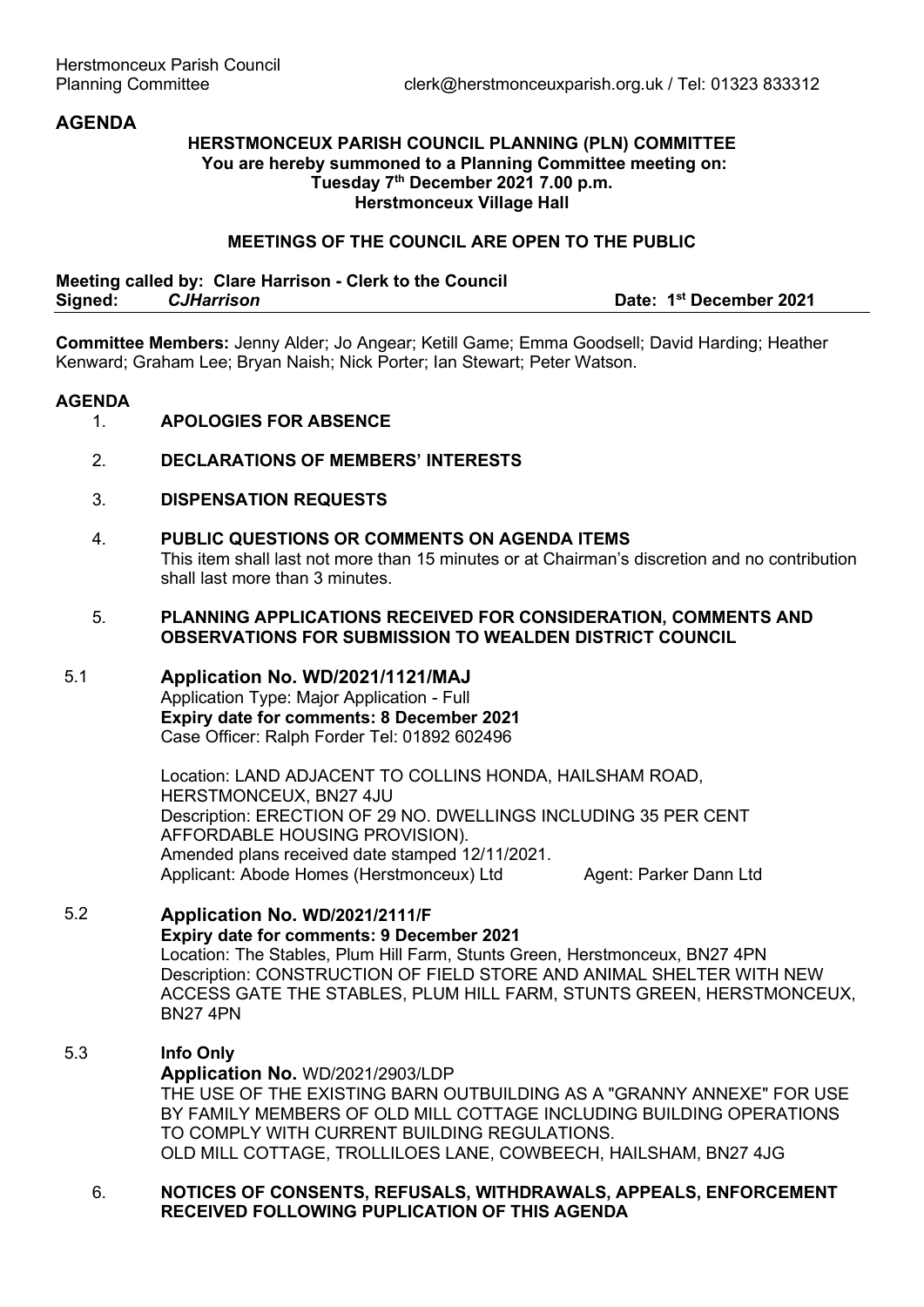Herstmonceux Parish Council
Planning Committee clerk@herstmonceuxparish.org.uk / Tel: 01323 833312

# AGENDA

**HERSTMONCEUX PARISH COUNCIL PLANNING (PLN) COMMITTEE**
**You are hereby summoned to a Planning Committee meeting on:**
**Tuesday 7th December 2021 7.00 p.m.**
**Herstmonceux Village Hall**

**MEETINGS OF THE COUNCIL ARE OPEN TO THE PUBLIC**

**Meeting called by: Clare Harrison - Clerk to the Council**
**Signed:** ***CJHarrison*** **Date: 1st December 2021**

**Committee Members:** Jenny Alder; Jo Angear; Ketill Game; Emma Goodsell; David Harding; Heather Kenward; Graham Lee; Bryan Naish; Nick Porter; Ian Stewart; Peter Watson.

## AGENDA

1. **APOLOGIES FOR ABSENCE**

2. **DECLARATIONS OF MEMBERS' INTERESTS**

3. **DISPENSATION REQUESTS**

4. **PUBLIC QUESTIONS OR COMMENTS ON AGENDA ITEMS**
   This item shall last not more than 15 minutes or at Chairman's discretion and no contribution shall last more than 3 minutes.

5. **PLANNING APPLICATIONS RECEIVED FOR CONSIDERATION, COMMENTS AND OBSERVATIONS FOR SUBMISSION TO WEALDEN DISTRICT COUNCIL**

### 5.1 Application No. WD/2021/1121/MAJ

Application Type: Major Application - Full
**Expiry date for comments: 8 December 2021**
Case Officer: Ralph Forder Tel: 01892 602496

Location: LAND ADJACENT TO COLLINS HONDA, HAILSHAM ROAD, HERSTMONCEUX, BN27 4JU
Description: ERECTION OF 29 NO. DWELLINGS INCLUDING 35 PER CENT AFFORDABLE HOUSING PROVISION).
Amended plans received date stamped 12/11/2021.
Applicant: Abode Homes (Herstmonceux) Ltd Agent: Parker Dann Ltd

### 5.2 Application No. WD/2021/2111/F

**Expiry date for comments: 9 December 2021**
Location: The Stables, Plum Hill Farm, Stunts Green, Herstmonceux, BN27 4PN
Description: CONSTRUCTION OF FIELD STORE AND ANIMAL SHELTER WITH NEW ACCESS GATE THE STABLES, PLUM HILL FARM, STUNTS GREEN, HERSTMONCEUX, BN27 4PN

### 5.3 Info Only

**Application No.** WD/2021/2903/LDP
THE USE OF THE EXISTING BARN OUTBUILDING AS A "GRANNY ANNEXE" FOR USE BY FAMILY MEMBERS OF OLD MILL COTTAGE INCLUDING BUILDING OPERATIONS TO COMPLY WITH CURRENT BUILDING REGULATIONS.
OLD MILL COTTAGE, TROLLILOES LANE, COWBEECH, HAILSHAM, BN27 4JG

6. **NOTICES OF CONSENTS, REFUSALS, WITHDRAWALS, APPEALS, ENFORCEMENT RECEIVED FOLLOWING PUPLICATION OF THIS AGENDA**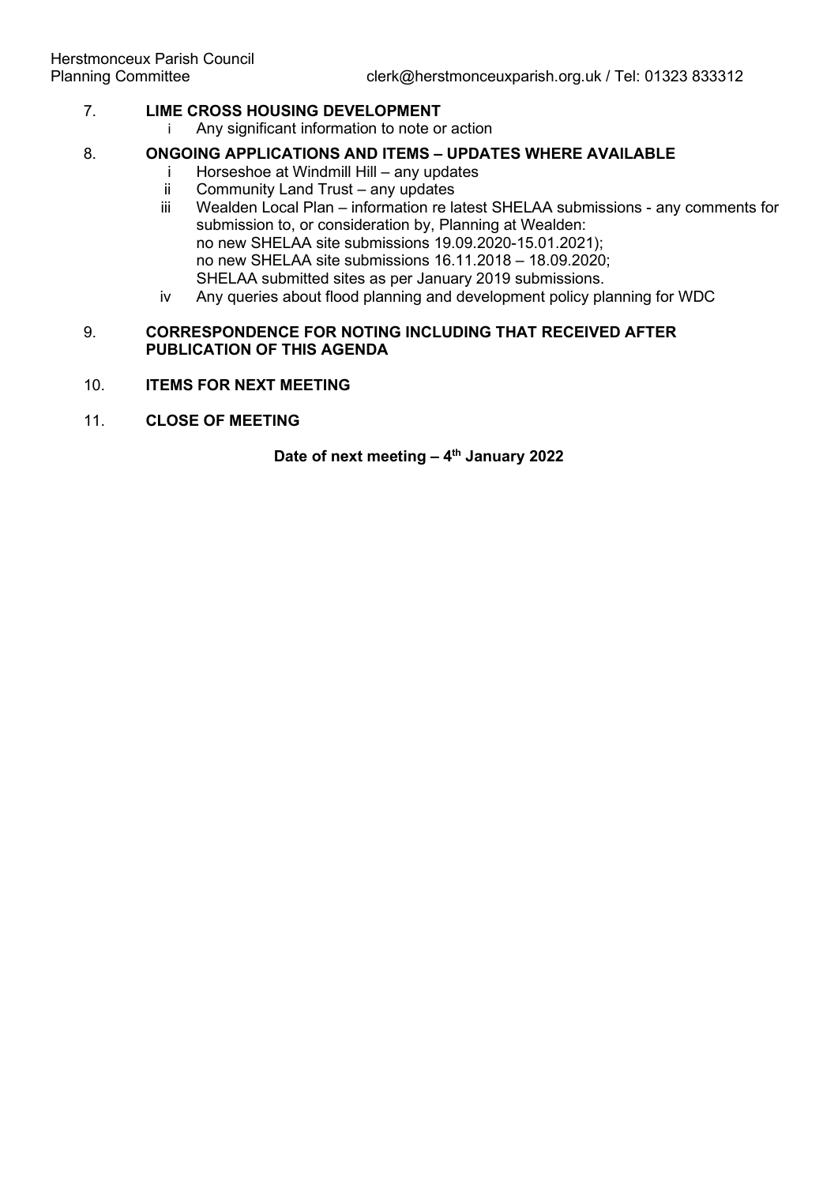7. **LIME CROSS HOUSING DEVELOPMENT**
   - i Any significant information to note or action

8. **ONGOING APPLICATIONS AND ITEMS – UPDATES WHERE AVAILABLE**
   - i Horseshoe at Windmill Hill – any updates
   - ii Community Land Trust – any updates
   - iii Wealden Local Plan – information re latest SHELAA submissions - any comments for submission to, or consideration by, Planning at Wealden:
     no new SHELAA site submissions 19.09.2020-15.01.2021);
     no new SHELAA site submissions 16.11.2018 – 18.09.2020;
     SHELAA submitted sites as per January 2019 submissions.
   - iv Any queries about flood planning and development policy planning for WDC

9. **CORRESPONDENCE FOR NOTING INCLUDING THAT RECEIVED AFTER PUBLICATION OF THIS AGENDA**

10. **ITEMS FOR NEXT MEETING**

11. **CLOSE OF MEETING**

**Date of next meeting – 4th January 2022**